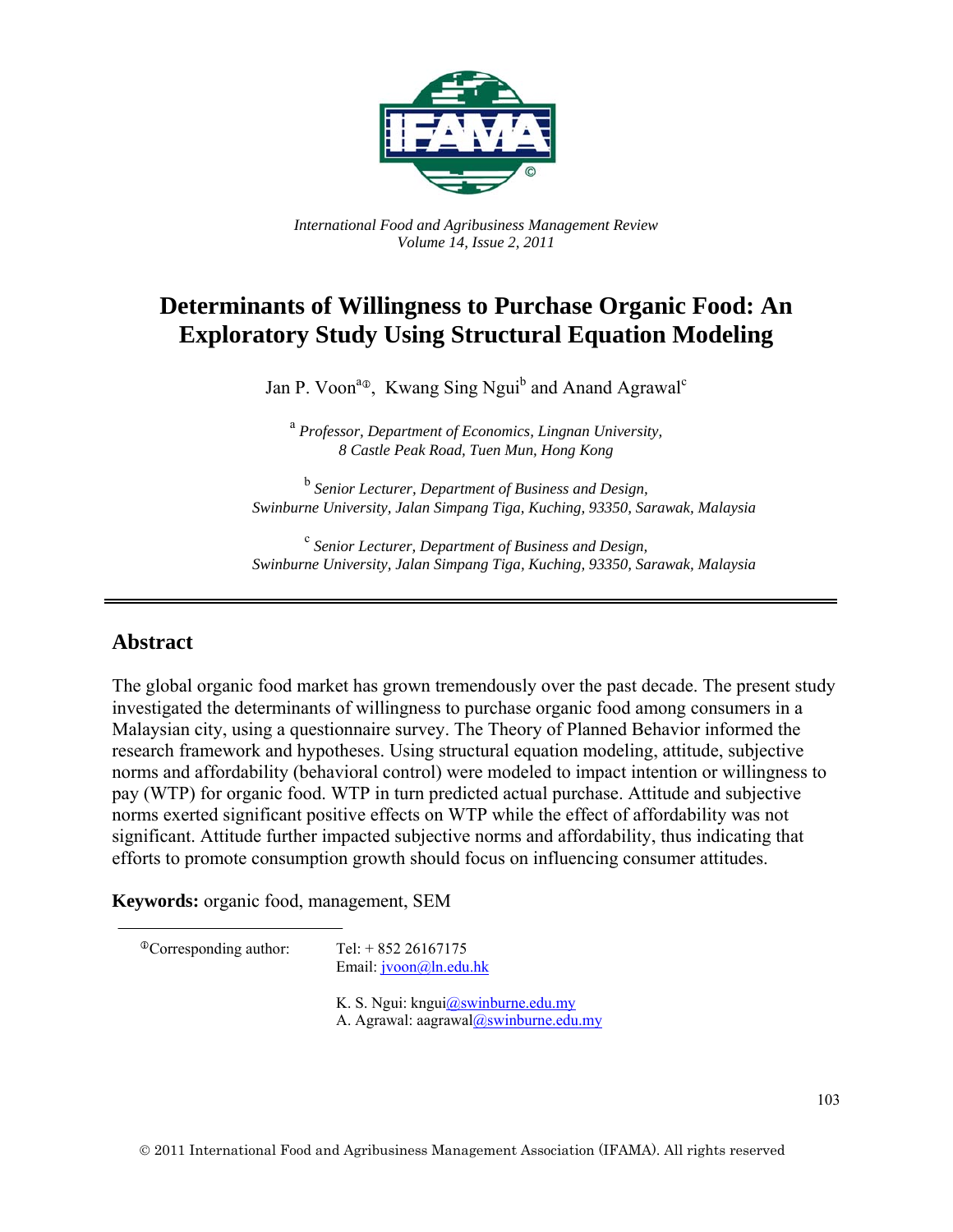*International Food and Agribusiness Management Review*
*Volume 14, Issue 2, 2011*

# Determinants of Willingness to Purchase Organic Food: An Exploratory Study Using Structural Equation Modeling

Jan P. Voon[a①], Kwang Sing Ngui[b] and Anand Agrawal[c]

[a] *Professor, Department of Economics, Lingnan University, 8 Castle Peak Road, Tuen Mun, Hong Kong*

[b] *Senior Lecturer, Department of Business and Design, Swinburne University, Jalan Simpang Tiga, Kuching, 93350, Sarawak, Malaysia*

[c] *Senior Lecturer, Department of Business and Design, Swinburne University, Jalan Simpang Tiga, Kuching, 93350, Sarawak, Malaysia*

## Abstract

The global organic food market has grown tremendously over the past decade. The present study investigated the determinants of willingness to purchase organic food among consumers in a Malaysian city, using a questionnaire survey. The Theory of Planned Behavior informed the research framework and hypotheses. Using structural equation modeling, attitude, subjective norms and affordability (behavioral control) were modeled to impact intention or willingness to pay (WTP) for organic food. WTP in turn predicted actual purchase. Attitude and subjective norms exerted significant positive effects on WTP while the effect of affordability was not significant. Attitude further impacted subjective norms and affordability, thus indicating that efforts to promote consumption growth should focus on influencing consumer attitudes.

**Keywords:** organic food, management, SEM

①Corresponding author: Tel: + 852 26167175
Email: jvoon@ln.edu.hk

K. S. Ngui: kngui@swinburne.edu.my
A. Agrawal: aagrawal@swinburne.edu.my

© 2011 International Food and Agribusiness Management Association (IFAMA). All rights reserved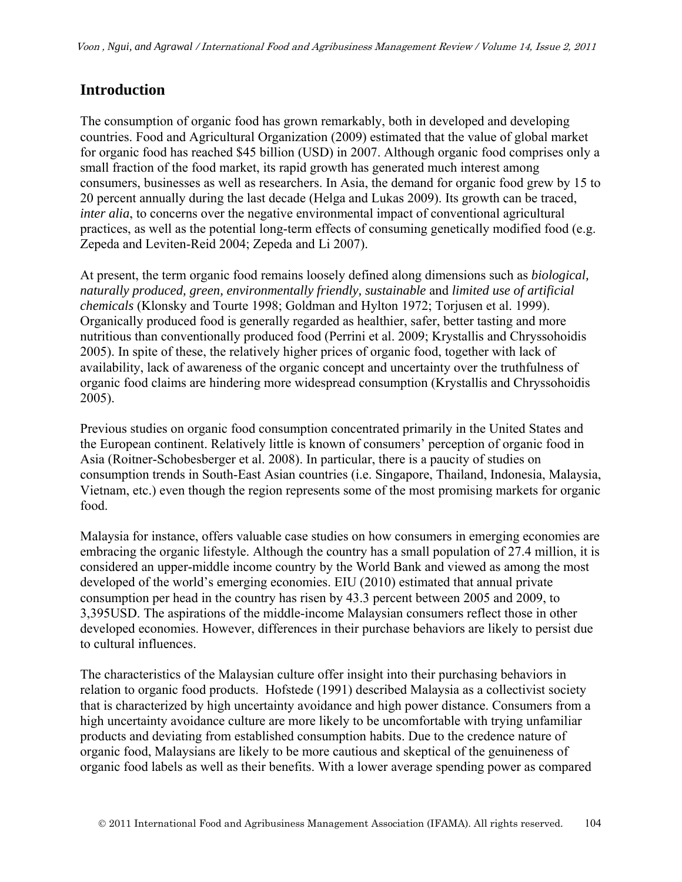## Introduction

The consumption of organic food has grown remarkably, both in developed and developing countries. Food and Agricultural Organization (2009) estimated that the value of global market for organic food has reached $45 billion (USD) in 2007. Although organic food comprises only a small fraction of the food market, its rapid growth has generated much interest among consumers, businesses as well as researchers. In Asia, the demand for organic food grew by 15 to 20 percent annually during the last decade (Helga and Lukas 2009). Its growth can be traced, *inter alia*, to concerns over the negative environmental impact of conventional agricultural practices, as well as the potential long-term effects of consuming genetically modified food (e.g. Zepeda and Leviten-Reid 2004; Zepeda and Li 2007).

At present, the term organic food remains loosely defined along dimensions such as *biological, naturally produced, green, environmentally friendly, sustainable* and *limited use of artificial chemicals* (Klonsky and Tourte 1998; Goldman and Hylton 1972; Torjusen et al. 1999). Organically produced food is generally regarded as healthier, safer, better tasting and more nutritious than conventionally produced food (Perrini et al. 2009; Krystallis and Chryssohoidis 2005). In spite of these, the relatively higher prices of organic food, together with lack of availability, lack of awareness of the organic concept and uncertainty over the truthfulness of organic food claims are hindering more widespread consumption (Krystallis and Chryssohoidis 2005).

Previous studies on organic food consumption concentrated primarily in the United States and the European continent. Relatively little is known of consumers' perception of organic food in Asia (Roitner-Schobesberger et al. 2008). In particular, there is a paucity of studies on consumption trends in South-East Asian countries (i.e. Singapore, Thailand, Indonesia, Malaysia, Vietnam, etc.) even though the region represents some of the most promising markets for organic food.

Malaysia for instance, offers valuable case studies on how consumers in emerging economies are embracing the organic lifestyle. Although the country has a small population of 27.4 million, it is considered an upper-middle income country by the World Bank and viewed as among the most developed of the world's emerging economies. EIU (2010) estimated that annual private consumption per head in the country has risen by 43.3 percent between 2005 and 2009, to 3,395USD. The aspirations of the middle-income Malaysian consumers reflect those in other developed economies. However, differences in their purchase behaviors are likely to persist due to cultural influences.

The characteristics of the Malaysian culture offer insight into their purchasing behaviors in relation to organic food products. Hofstede (1991) described Malaysia as a collectivist society that is characterized by high uncertainty avoidance and high power distance. Consumers from a high uncertainty avoidance culture are more likely to be uncomfortable with trying unfamiliar products and deviating from established consumption habits. Due to the credence nature of organic food, Malaysians are likely to be more cautious and skeptical of the genuineness of organic food labels as well as their benefits. With a lower average spending power as compared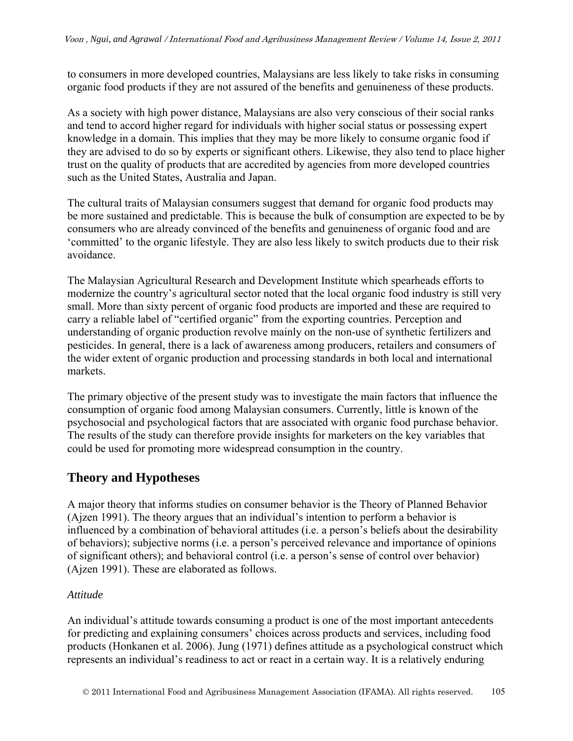to consumers in more developed countries, Malaysians are less likely to take risks in consuming organic food products if they are not assured of the benefits and genuineness of these products.

As a society with high power distance, Malaysians are also very conscious of their social ranks and tend to accord higher regard for individuals with higher social status or possessing expert knowledge in a domain. This implies that they may be more likely to consume organic food if they are advised to do so by experts or significant others. Likewise, they also tend to place higher trust on the quality of products that are accredited by agencies from more developed countries such as the United States, Australia and Japan.

The cultural traits of Malaysian consumers suggest that demand for organic food products may be more sustained and predictable. This is because the bulk of consumption are expected to be by consumers who are already convinced of the benefits and genuineness of organic food and are 'committed' to the organic lifestyle. They are also less likely to switch products due to their risk avoidance.

The Malaysian Agricultural Research and Development Institute which spearheads efforts to modernize the country's agricultural sector noted that the local organic food industry is still very small. More than sixty percent of organic food products are imported and these are required to carry a reliable label of "certified organic" from the exporting countries. Perception and understanding of organic production revolve mainly on the non-use of synthetic fertilizers and pesticides. In general, there is a lack of awareness among producers, retailers and consumers of the wider extent of organic production and processing standards in both local and international markets.

The primary objective of the present study was to investigate the main factors that influence the consumption of organic food among Malaysian consumers. Currently, little is known of the psychosocial and psychological factors that are associated with organic food purchase behavior. The results of the study can therefore provide insights for marketers on the key variables that could be used for promoting more widespread consumption in the country.

## Theory and Hypotheses

A major theory that informs studies on consumer behavior is the Theory of Planned Behavior (Ajzen 1991). The theory argues that an individual's intention to perform a behavior is influenced by a combination of behavioral attitudes (i.e. a person's beliefs about the desirability of behaviors); subjective norms (i.e. a person's perceived relevance and importance of opinions of significant others); and behavioral control (i.e. a person's sense of control over behavior) (Ajzen 1991). These are elaborated as follows.

### *Attitude*

An individual's attitude towards consuming a product is one of the most important antecedents for predicting and explaining consumers' choices across products and services, including food products (Honkanen et al. 2006). Jung (1971) defines attitude as a psychological construct which represents an individual's readiness to act or react in a certain way. It is a relatively enduring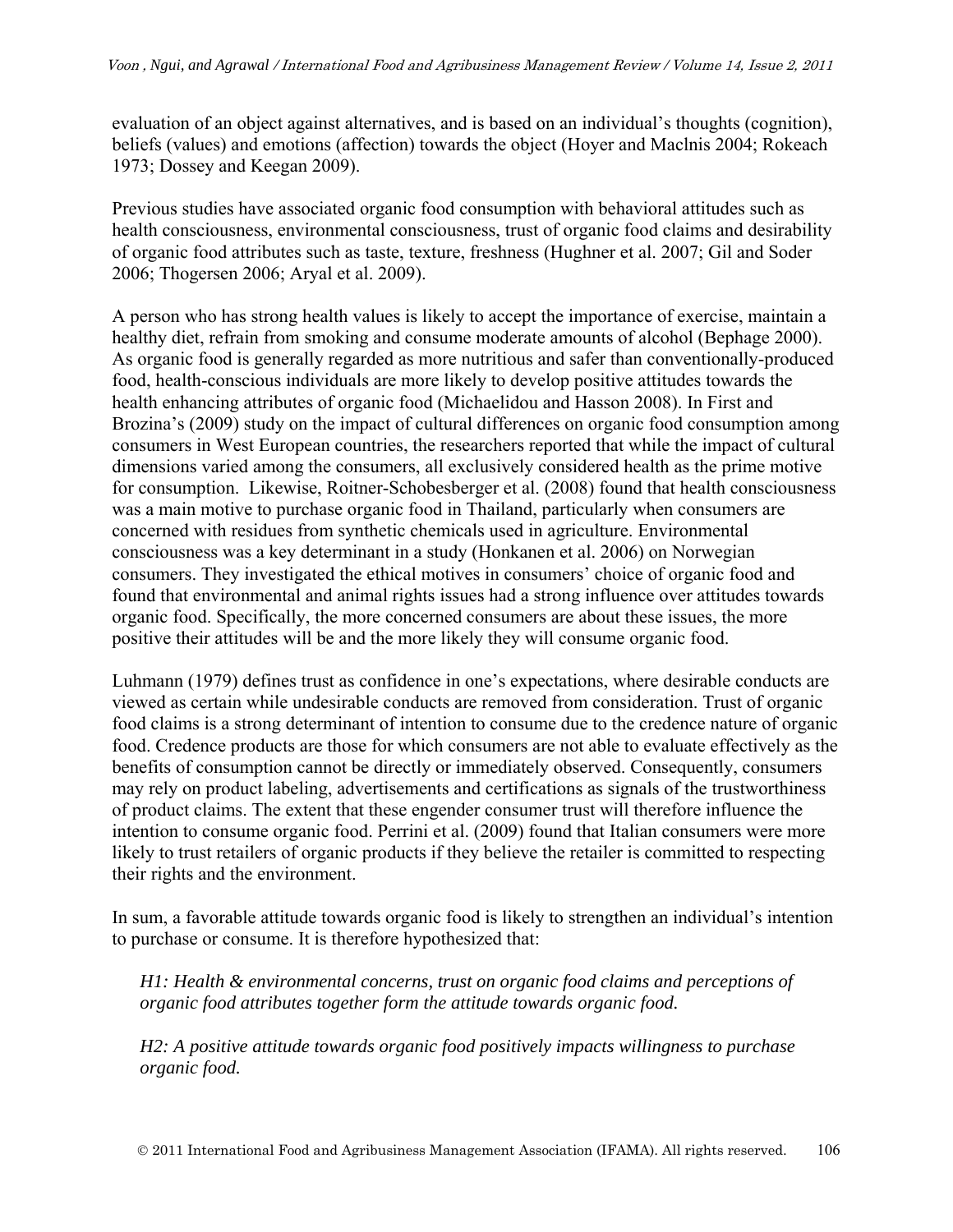evaluation of an object against alternatives, and is based on an individual's thoughts (cognition), beliefs (values) and emotions (affection) towards the object (Hoyer and Maclnis 2004; Rokeach 1973; Dossey and Keegan 2009).

Previous studies have associated organic food consumption with behavioral attitudes such as health consciousness, environmental consciousness, trust of organic food claims and desirability of organic food attributes such as taste, texture, freshness (Hughner et al. 2007; Gil and Soder 2006; Thogersen 2006; Aryal et al. 2009).

A person who has strong health values is likely to accept the importance of exercise, maintain a healthy diet, refrain from smoking and consume moderate amounts of alcohol (Bephage 2000). As organic food is generally regarded as more nutritious and safer than conventionally-produced food, health-conscious individuals are more likely to develop positive attitudes towards the health enhancing attributes of organic food (Michaelidou and Hasson 2008). In First and Brozina's (2009) study on the impact of cultural differences on organic food consumption among consumers in West European countries, the researchers reported that while the impact of cultural dimensions varied among the consumers, all exclusively considered health as the prime motive for consumption. Likewise, Roitner-Schobesberger et al. (2008) found that health consciousness was a main motive to purchase organic food in Thailand, particularly when consumers are concerned with residues from synthetic chemicals used in agriculture. Environmental consciousness was a key determinant in a study (Honkanen et al. 2006) on Norwegian consumers. They investigated the ethical motives in consumers' choice of organic food and found that environmental and animal rights issues had a strong influence over attitudes towards organic food. Specifically, the more concerned consumers are about these issues, the more positive their attitudes will be and the more likely they will consume organic food.

Luhmann (1979) defines trust as confidence in one's expectations, where desirable conducts are viewed as certain while undesirable conducts are removed from consideration. Trust of organic food claims is a strong determinant of intention to consume due to the credence nature of organic food. Credence products are those for which consumers are not able to evaluate effectively as the benefits of consumption cannot be directly or immediately observed. Consequently, consumers may rely on product labeling, advertisements and certifications as signals of the trustworthiness of product claims. The extent that these engender consumer trust will therefore influence the intention to consume organic food. Perrini et al. (2009) found that Italian consumers were more likely to trust retailers of organic products if they believe the retailer is committed to respecting their rights and the environment.

In sum, a favorable attitude towards organic food is likely to strengthen an individual's intention to purchase or consume. It is therefore hypothesized that:

> *H1: Health & environmental concerns, trust on organic food claims and perceptions of organic food attributes together form the attitude towards organic food.*
>
> *H2: A positive attitude towards organic food positively impacts willingness to purchase organic food.*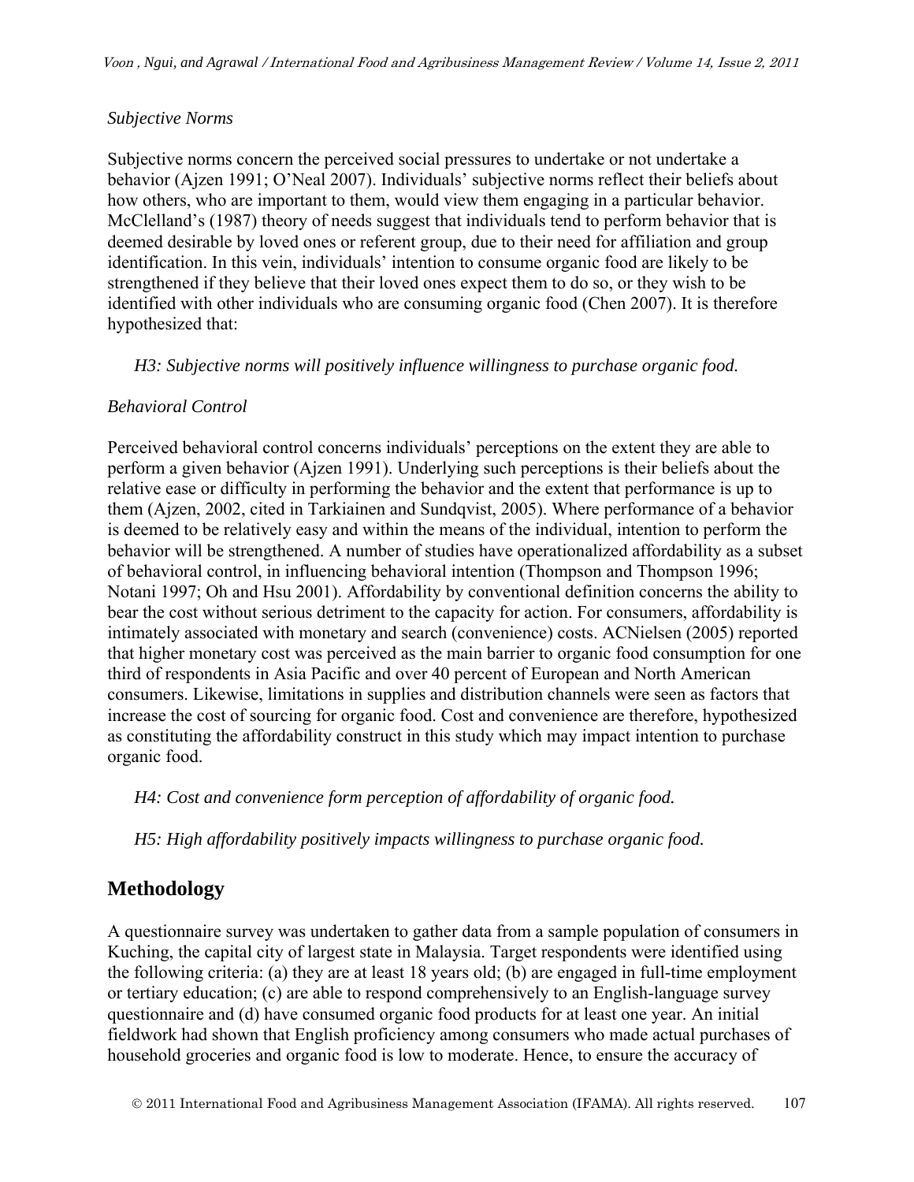*Subjective Norms*

Subjective norms concern the perceived social pressures to undertake or not undertake a behavior (Ajzen 1991; O'Neal 2007). Individuals' subjective norms reflect their beliefs about how others, who are important to them, would view them engaging in a particular behavior. McClelland's (1987) theory of needs suggest that individuals tend to perform behavior that is deemed desirable by loved ones or referent group, due to their need for affiliation and group identification. In this vein, individuals' intention to consume organic food are likely to be strengthened if they believe that their loved ones expect them to do so, or they wish to be identified with other individuals who are consuming organic food (Chen 2007). It is therefore hypothesized that:

*H3: Subjective norms will positively influence willingness to purchase organic food.*

*Behavioral Control*

Perceived behavioral control concerns individuals' perceptions on the extent they are able to perform a given behavior (Ajzen 1991). Underlying such perceptions is their beliefs about the relative ease or difficulty in performing the behavior and the extent that performance is up to them (Ajzen, 2002, cited in Tarkiainen and Sundqvist, 2005). Where performance of a behavior is deemed to be relatively easy and within the means of the individual, intention to perform the behavior will be strengthened. A number of studies have operationalized affordability as a subset of behavioral control, in influencing behavioral intention (Thompson and Thompson 1996; Notani 1997; Oh and Hsu 2001). Affordability by conventional definition concerns the ability to bear the cost without serious detriment to the capacity for action. For consumers, affordability is intimately associated with monetary and search (convenience) costs. ACNielsen (2005) reported that higher monetary cost was perceived as the main barrier to organic food consumption for one third of respondents in Asia Pacific and over 40 percent of European and North American consumers. Likewise, limitations in supplies and distribution channels were seen as factors that increase the cost of sourcing for organic food. Cost and convenience are therefore, hypothesized as constituting the affordability construct in this study which may impact intention to purchase organic food.

*H4: Cost and convenience form perception of affordability of organic food.*

*H5: High affordability positively impacts willingness to purchase organic food.*

## Methodology

A questionnaire survey was undertaken to gather data from a sample population of consumers in Kuching, the capital city of largest state in Malaysia. Target respondents were identified using the following criteria: (a) they are at least 18 years old; (b) are engaged in full-time employment or tertiary education; (c) are able to respond comprehensively to an English-language survey questionnaire and (d) have consumed organic food products for at least one year. An initial fieldwork had shown that English proficiency among consumers who made actual purchases of household groceries and organic food is low to moderate. Hence, to ensure the accuracy of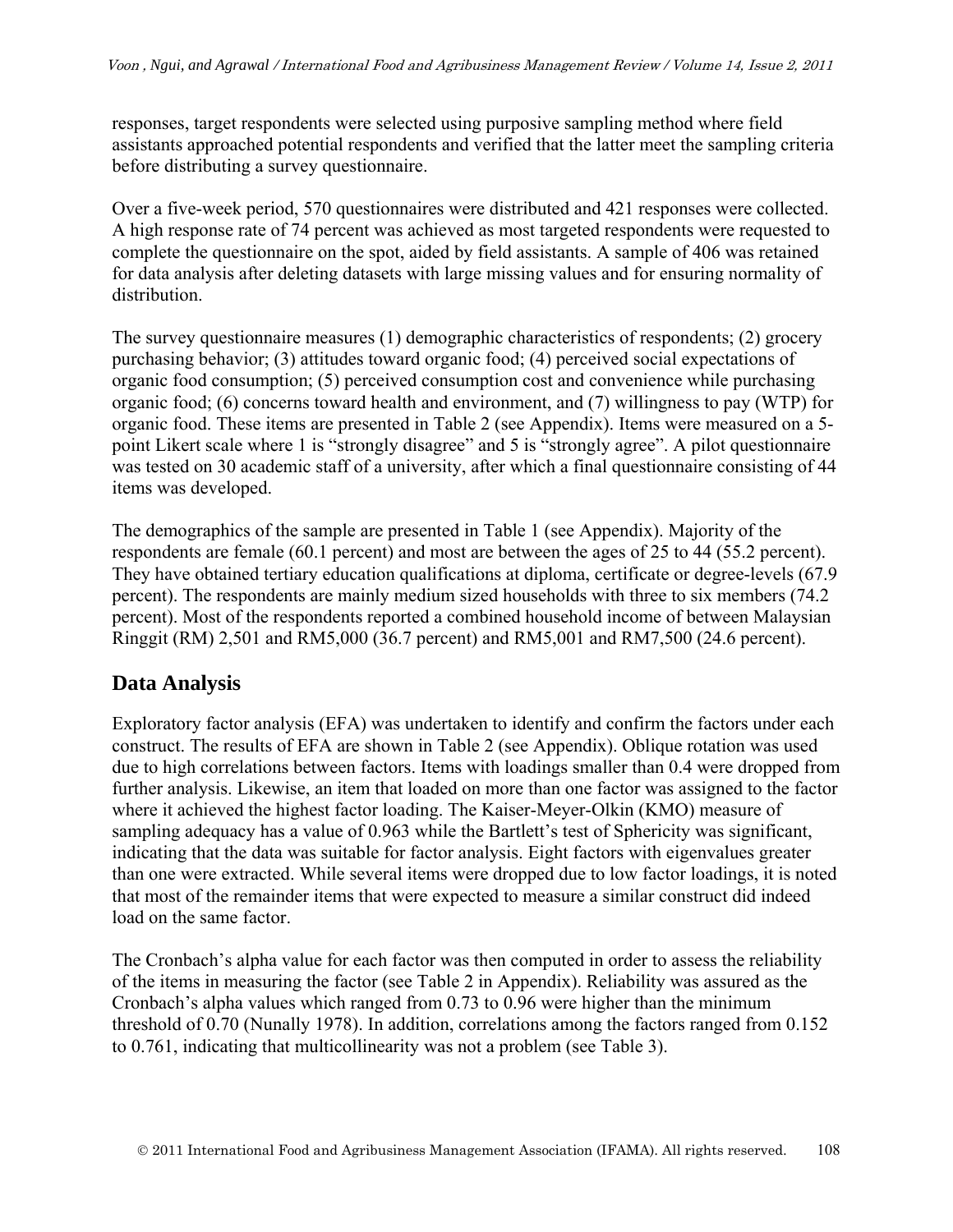responses, target respondents were selected using purposive sampling method where field assistants approached potential respondents and verified that the latter meet the sampling criteria before distributing a survey questionnaire.

Over a five-week period, 570 questionnaires were distributed and 421 responses were collected. A high response rate of 74 percent was achieved as most targeted respondents were requested to complete the questionnaire on the spot, aided by field assistants. A sample of 406 was retained for data analysis after deleting datasets with large missing values and for ensuring normality of distribution.

The survey questionnaire measures (1) demographic characteristics of respondents; (2) grocery purchasing behavior; (3) attitudes toward organic food; (4) perceived social expectations of organic food consumption; (5) perceived consumption cost and convenience while purchasing organic food; (6) concerns toward health and environment, and (7) willingness to pay (WTP) for organic food. These items are presented in Table 2 (see Appendix). Items were measured on a 5-point Likert scale where 1 is "strongly disagree" and 5 is "strongly agree". A pilot questionnaire was tested on 30 academic staff of a university, after which a final questionnaire consisting of 44 items was developed.

The demographics of the sample are presented in Table 1 (see Appendix). Majority of the respondents are female (60.1 percent) and most are between the ages of 25 to 44 (55.2 percent). They have obtained tertiary education qualifications at diploma, certificate or degree-levels (67.9 percent). The respondents are mainly medium sized households with three to six members (74.2 percent). Most of the respondents reported a combined household income of between Malaysian Ringgit (RM) 2,501 and RM5,000 (36.7 percent) and RM5,001 and RM7,500 (24.6 percent).

## Data Analysis

Exploratory factor analysis (EFA) was undertaken to identify and confirm the factors under each construct. The results of EFA are shown in Table 2 (see Appendix). Oblique rotation was used due to high correlations between factors. Items with loadings smaller than 0.4 were dropped from further analysis. Likewise, an item that loaded on more than one factor was assigned to the factor where it achieved the highest factor loading. The Kaiser-Meyer-Olkin (KMO) measure of sampling adequacy has a value of 0.963 while the Bartlett's test of Sphericity was significant, indicating that the data was suitable for factor analysis. Eight factors with eigenvalues greater than one were extracted. While several items were dropped due to low factor loadings, it is noted that most of the remainder items that were expected to measure a similar construct did indeed load on the same factor.

The Cronbach's alpha value for each factor was then computed in order to assess the reliability of the items in measuring the factor (see Table 2 in Appendix). Reliability was assured as the Cronbach's alpha values which ranged from 0.73 to 0.96 were higher than the minimum threshold of 0.70 (Nunally 1978). In addition, correlations among the factors ranged from 0.152 to 0.761, indicating that multicollinearity was not a problem (see Table 3).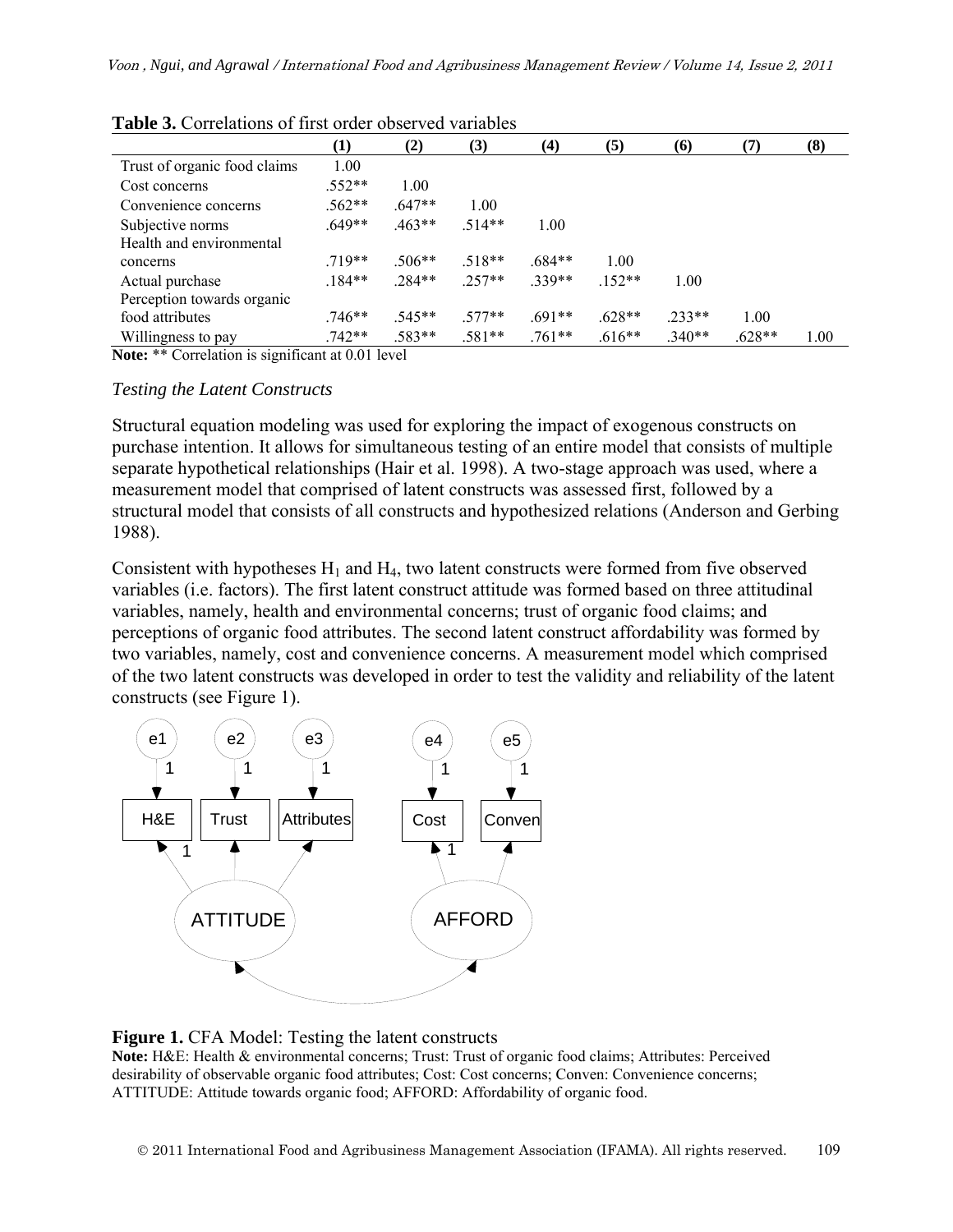**Table 3.** Correlations of first order observed variables

| | (1) | (2) | (3) | (4) | (5) | (6) | (7) | (8) |
|---|---|---|---|---|---|---|---|---|
| Trust of organic food claims | 1.00 | | | | | | | |
| Cost concerns | .552** | 1.00 | | | | | | |
| Convenience concerns | .562** | .647** | 1.00 | | | | | |
| Subjective norms | .649** | .463** | .514** | 1.00 | | | | |
| Health and environmental concerns | .719** | .506** | .518** | .684** | 1.00 | | | |
| Actual purchase | .184** | .284** | .257** | .339** | .152** | 1.00 | | |
| Perception towards organic food attributes | .746** | .545** | .577** | .691** | .628** | .233** | 1.00 | |
| Willingness to pay | .742** | .583** | .581** | .761** | .616** | .340** | .628** | 1.00 |

**Note:** ** Correlation is significant at 0.01 level

*Testing the Latent Constructs*

Structural equation modeling was used for exploring the impact of exogenous constructs on purchase intention. It allows for simultaneous testing of an entire model that consists of multiple separate hypothetical relationships (Hair et al. 1998). A two-stage approach was used, where a measurement model that comprised of latent constructs was assessed first, followed by a structural model that consists of all constructs and hypothesized relations (Anderson and Gerbing 1988).

Consistent with hypotheses $H_1$ and $H_4$, two latent constructs were formed from five observed variables (i.e. factors). The first latent construct attitude was formed based on three attitudinal variables, namely, health and environmental concerns; trust of organic food claims; and perceptions of organic food attributes. The second latent construct affordability was formed by two variables, namely, cost and convenience concerns. A measurement model which comprised of the two latent constructs was developed in order to test the validity and reliability of the latent constructs (see Figure 1).

**Figure 1.** CFA Model: Testing the latent constructs

**Note:** H&E: Health & environmental concerns; Trust: Trust of organic food claims; Attributes: Perceived desirability of observable organic food attributes; Cost: Cost concerns; Conven: Convenience concerns; ATTITUDE: Attitude towards organic food; AFFORD: Affordability of organic food.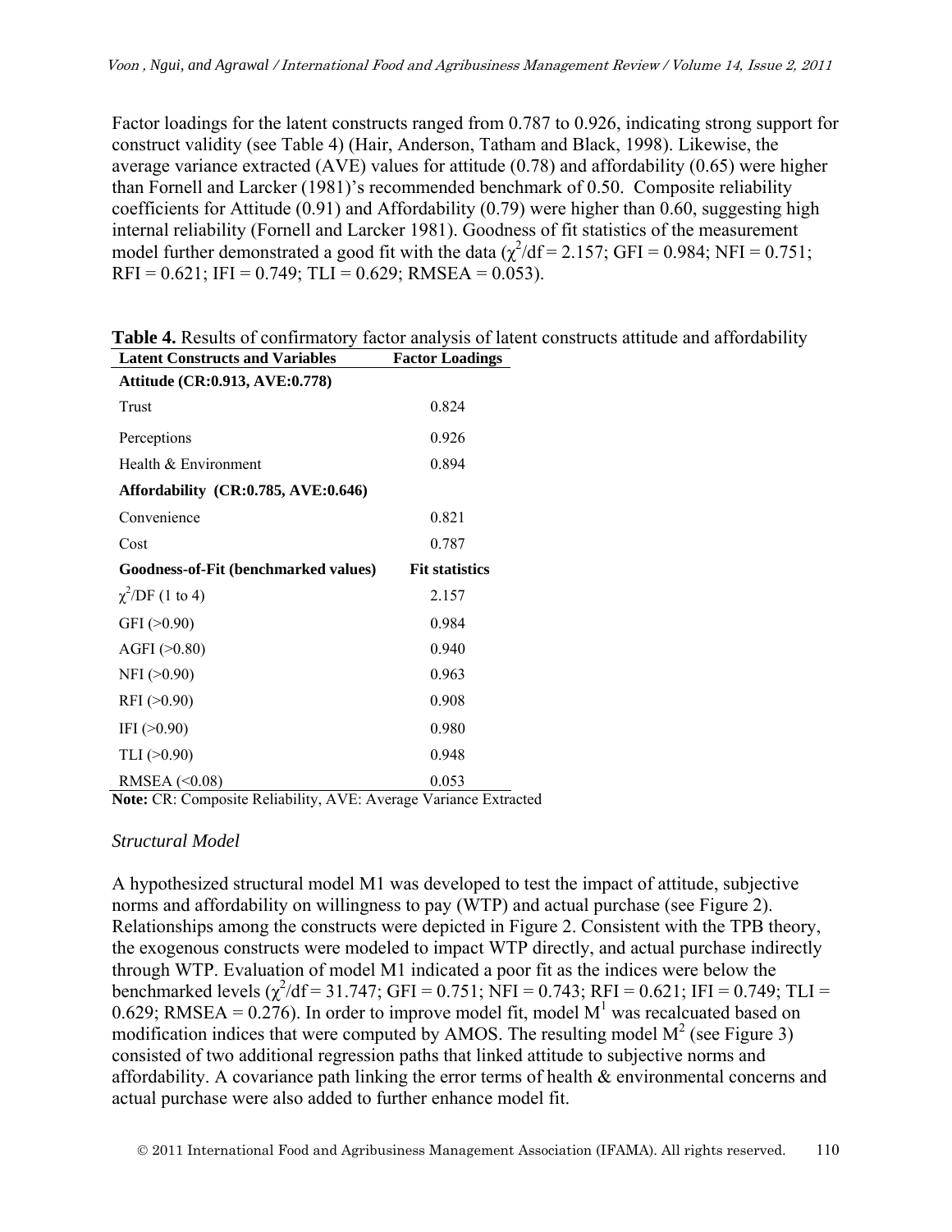Factor loadings for the latent constructs ranged from 0.787 to 0.926, indicating strong support for construct validity (see Table 4) (Hair, Anderson, Tatham and Black, 1998). Likewise, the average variance extracted (AVE) values for attitude (0.78) and affordability (0.65) were higher than Fornell and Larcker (1981)'s recommended benchmark of 0.50. Composite reliability coefficients for Attitude (0.91) and Affordability (0.79) were higher than 0.60, suggesting high internal reliability (Fornell and Larcker 1981). Goodness of fit statistics of the measurement model further demonstrated a good fit with the data ($\chi^2$/df = 2.157; GFI = 0.984; NFI = 0.751; RFI = 0.621; IFI = 0.749; TLI = 0.629; RMSEA = 0.053).

**Table 4.** Results of confirmatory factor analysis of latent constructs attitude and affordability

| Latent Constructs and Variables | Factor Loadings |
|---|---|
| **Attitude (CR:0.913, AVE:0.778)** | |
| Trust | 0.824 |
| Perceptions | 0.926 |
| Health & Environment | 0.894 |
| **Affordability (CR:0.785, AVE:0.646)** | |
| Convenience | 0.821 |
| Cost | 0.787 |
| **Goodness-of-Fit (benchmarked values)** | **Fit statistics** |
| $\chi^2$/DF (1 to 4) | 2.157 |
| GFI (>0.90) | 0.984 |
| AGFI (>0.80) | 0.940 |
| NFI (>0.90) | 0.963 |
| RFI (>0.90) | 0.908 |
| IFI (>0.90) | 0.980 |
| TLI (>0.90) | 0.948 |
| RMSEA (<0.08) | 0.053 |

**Note:** CR: Composite Reliability, AVE: Average Variance Extracted

### *Structural Model*

A hypothesized structural model M1 was developed to test the impact of attitude, subjective norms and affordability on willingness to pay (WTP) and actual purchase (see Figure 2). Relationships among the constructs were depicted in Figure 2. Consistent with the TPB theory, the exogenous constructs were modeled to impact WTP directly, and actual purchase indirectly through WTP. Evaluation of model M1 indicated a poor fit as the indices were below the benchmarked levels ($\chi^2$/df = 31.747; GFI = 0.751; NFI = 0.743; RFI = 0.621; IFI = 0.749; TLI = 0.629; RMSEA = 0.276). In order to improve model fit, model $M^1$ was recalcuated based on modification indices that were computed by AMOS. The resulting model $M^2$ (see Figure 3) consisted of two additional regression paths that linked attitude to subjective norms and affordability. A covariance path linking the error terms of health & environmental concerns and actual purchase were also added to further enhance model fit.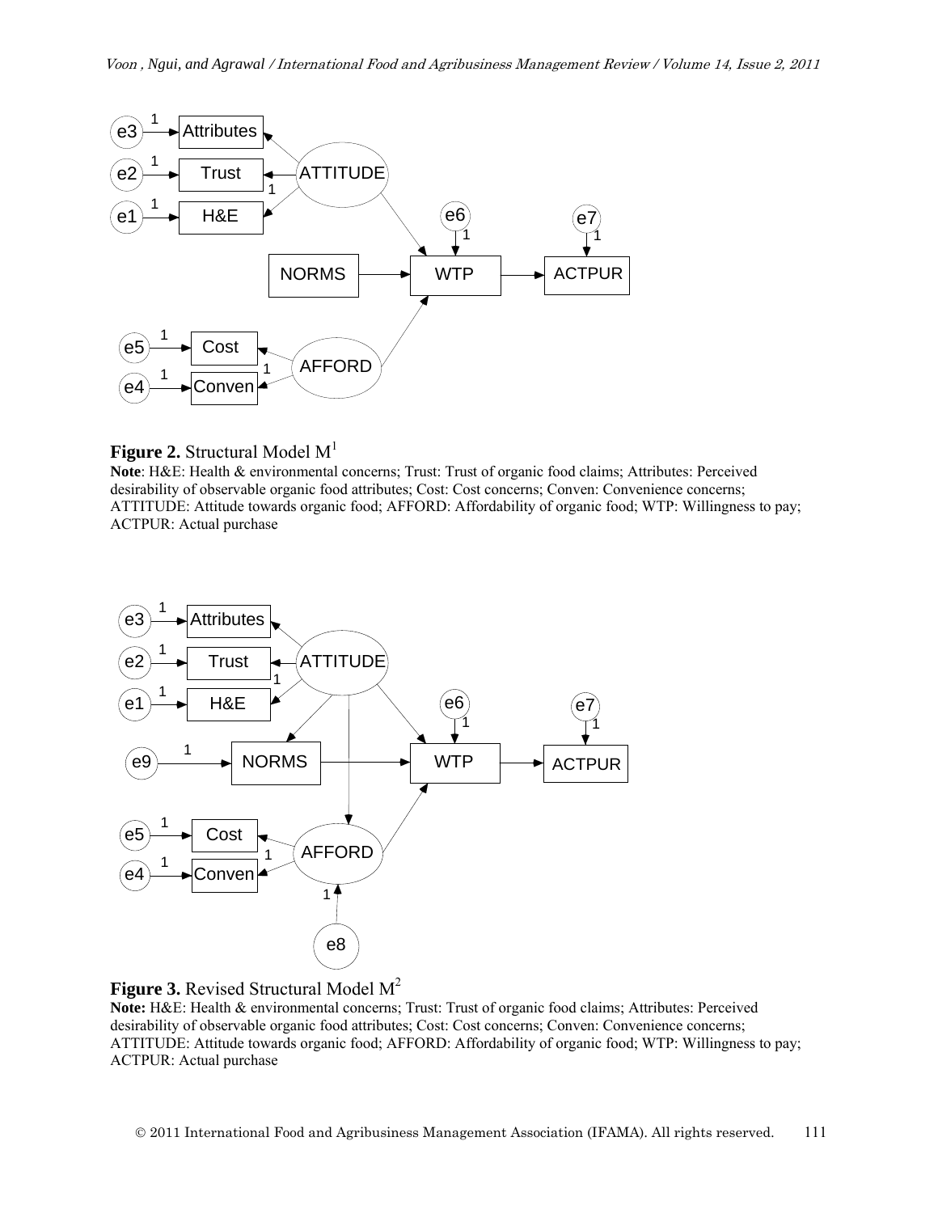**Figure 2.** Structural Model M[1]

**Note**: H&E: Health & environmental concerns; Trust: Trust of organic food claims; Attributes: Perceived desirability of observable organic food attributes; Cost: Cost concerns; Conven: Convenience concerns; ATTITUDE: Attitude towards organic food; AFFORD: Affordability of organic food; WTP: Willingness to pay; ACTPUR: Actual purchase

**Figure 3.** Revised Structural Model M[2]

**Note:** H&E: Health & environmental concerns; Trust: Trust of organic food claims; Attributes: Perceived desirability of observable organic food attributes; Cost: Cost concerns; Conven: Convenience concerns; ATTITUDE: Attitude towards organic food; AFFORD: Affordability of organic food; WTP: Willingness to pay; ACTPUR: Actual purchase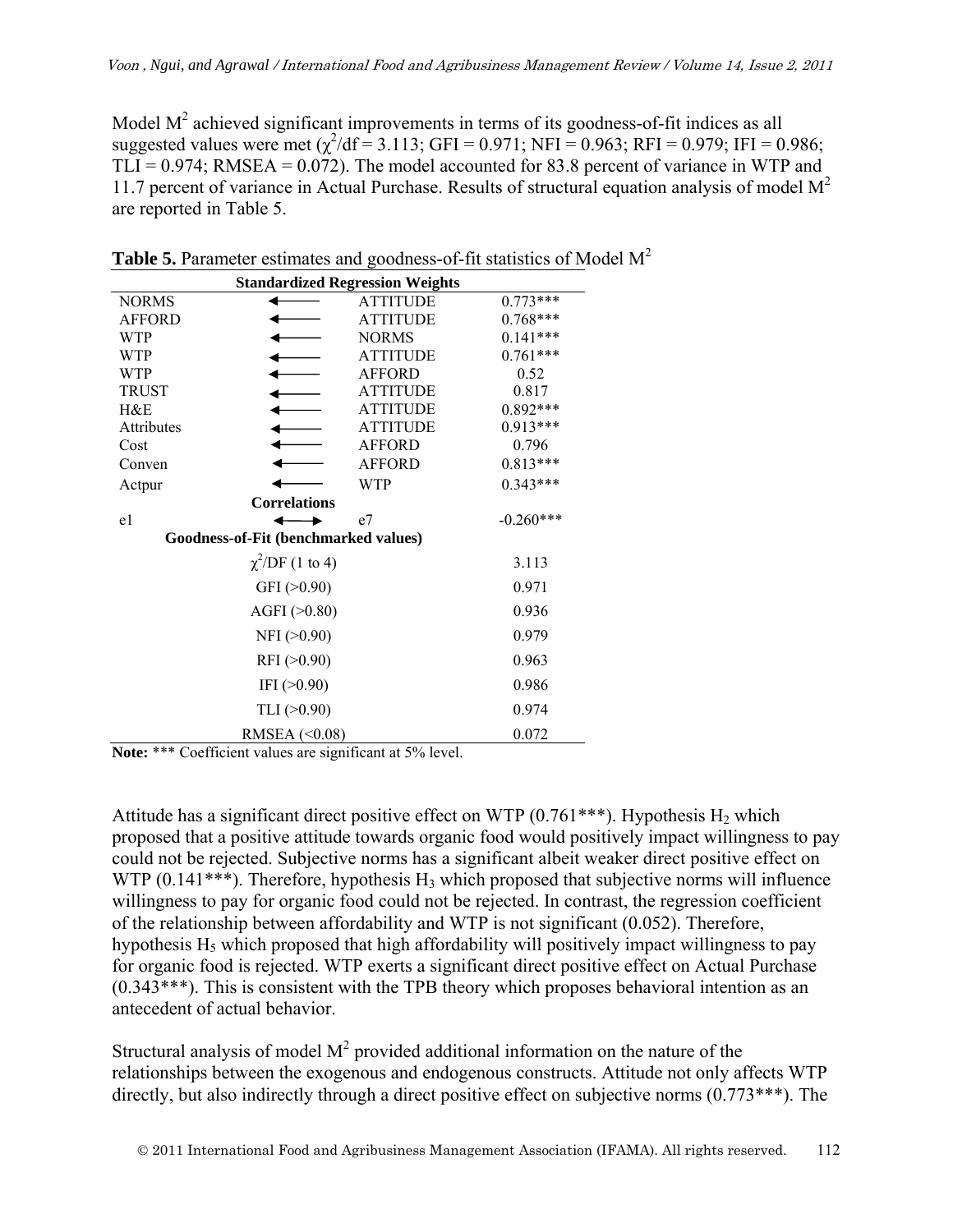Model $M^2$ achieved significant improvements in terms of its goodness-of-fit indices as all suggested values were met ($\chi^2$/df = 3.113; GFI = 0.971; NFI = 0.963; RFI = 0.979; IFI = 0.986; TLI = 0.974; RMSEA = 0.072). The model accounted for 83.8 percent of variance in WTP and 11.7 percent of variance in Actual Purchase. Results of structural equation analysis of model $M^2$ are reported in Table 5.

**Table 5.** Parameter estimates and goodness-of-fit statistics of Model $M^2$

| Standardized Regression Weights | | | |
|---|---|---|---|
| NORMS | ⟵ | ATTITUDE | 0.773*** |
| AFFORD | ⟵ | ATTITUDE | 0.768*** |
| WTP | ⟵ | NORMS | 0.141*** |
| WTP | ⟵ | ATTITUDE | 0.761*** |
| WTP | ⟵ | AFFORD | 0.52 |
| TRUST | ⟵ | ATTITUDE | 0.817 |
| H&E | ⟵ | ATTITUDE | 0.892*** |
| Attributes | ⟵ | ATTITUDE | 0.913*** |
| Cost | ⟵ | AFFORD | 0.796 |
| Conven | ⟵ | AFFORD | 0.813*** |
| Actpur | ⟵ | WTP | 0.343*** |
| **Correlations** | | | |
| e1 | ⟷ | e7 | -0.260*** |
| **Goodness-of-Fit (benchmarked values)** | | | |
| $\chi^2$/DF (1 to 4) | | | 3.113 |
| GFI (>0.90) | | | 0.971 |
| AGFI (>0.80) | | | 0.936 |
| NFI (>0.90) | | | 0.979 |
| RFI (>0.90) | | | 0.963 |
| IFI (>0.90) | | | 0.986 |
| TLI (>0.90) | | | 0.974 |
| RMSEA (<0.08) | | | 0.072 |

**Note:** *** Coefficient values are significant at 5% level.

Attitude has a significant direct positive effect on WTP (0.761***). Hypothesis $H_2$ which proposed that a positive attitude towards organic food would positively impact willingness to pay could not be rejected. Subjective norms has a significant albeit weaker direct positive effect on WTP (0.141***). Therefore, hypothesis $H_3$ which proposed that subjective norms will influence willingness to pay for organic food could not be rejected. In contrast, the regression coefficient of the relationship between affordability and WTP is not significant (0.052). Therefore, hypothesis $H_5$ which proposed that high affordability will positively impact willingness to pay for organic food is rejected. WTP exerts a significant direct positive effect on Actual Purchase (0.343***). This is consistent with the TPB theory which proposes behavioral intention as an antecedent of actual behavior.

Structural analysis of model $M^2$ provided additional information on the nature of the relationships between the exogenous and endogenous constructs. Attitude not only affects WTP directly, but also indirectly through a direct positive effect on subjective norms (0.773***). The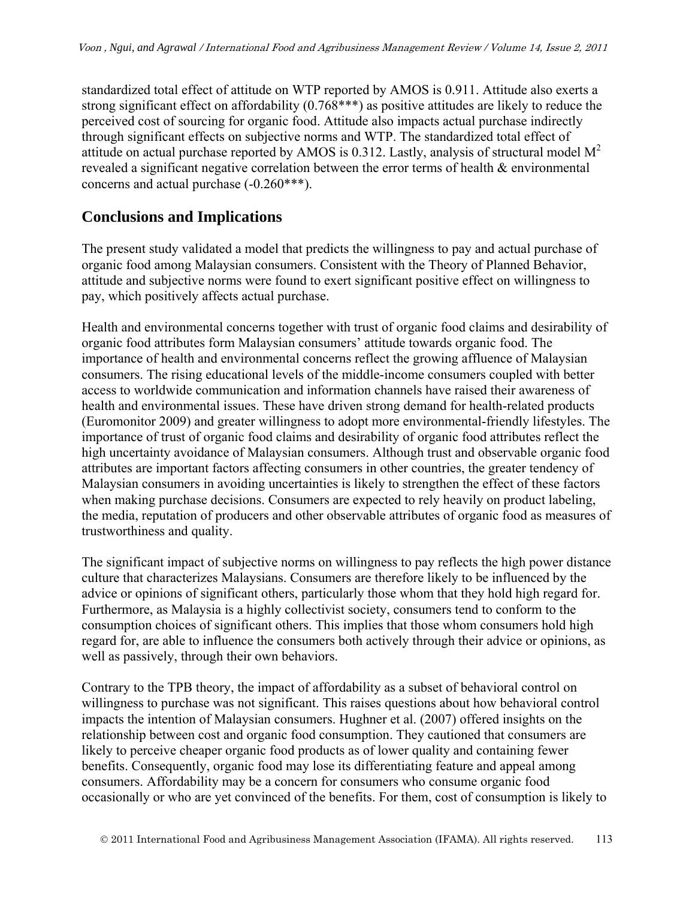standardized total effect of attitude on WTP reported by AMOS is 0.911. Attitude also exerts a strong significant effect on affordability (0.768***) as positive attitudes are likely to reduce the perceived cost of sourcing for organic food. Attitude also impacts actual purchase indirectly through significant effects on subjective norms and WTP. The standardized total effect of attitude on actual purchase reported by AMOS is 0.312. Lastly, analysis of structural model $M^2$ revealed a significant negative correlation between the error terms of health & environmental concerns and actual purchase (-0.260***).

## Conclusions and Implications

The present study validated a model that predicts the willingness to pay and actual purchase of organic food among Malaysian consumers. Consistent with the Theory of Planned Behavior, attitude and subjective norms were found to exert significant positive effect on willingness to pay, which positively affects actual purchase.

Health and environmental concerns together with trust of organic food claims and desirability of organic food attributes form Malaysian consumers' attitude towards organic food. The importance of health and environmental concerns reflect the growing affluence of Malaysian consumers. The rising educational levels of the middle-income consumers coupled with better access to worldwide communication and information channels have raised their awareness of health and environmental issues. These have driven strong demand for health-related products (Euromonitor 2009) and greater willingness to adopt more environmental-friendly lifestyles. The importance of trust of organic food claims and desirability of organic food attributes reflect the high uncertainty avoidance of Malaysian consumers. Although trust and observable organic food attributes are important factors affecting consumers in other countries, the greater tendency of Malaysian consumers in avoiding uncertainties is likely to strengthen the effect of these factors when making purchase decisions. Consumers are expected to rely heavily on product labeling, the media, reputation of producers and other observable attributes of organic food as measures of trustworthiness and quality.

The significant impact of subjective norms on willingness to pay reflects the high power distance culture that characterizes Malaysians. Consumers are therefore likely to be influenced by the advice or opinions of significant others, particularly those whom that they hold high regard for. Furthermore, as Malaysia is a highly collectivist society, consumers tend to conform to the consumption choices of significant others. This implies that those whom consumers hold high regard for, are able to influence the consumers both actively through their advice or opinions, as well as passively, through their own behaviors.

Contrary to the TPB theory, the impact of affordability as a subset of behavioral control on willingness to purchase was not significant. This raises questions about how behavioral control impacts the intention of Malaysian consumers. Hughner et al. (2007) offered insights on the relationship between cost and organic food consumption. They cautioned that consumers are likely to perceive cheaper organic food products as of lower quality and containing fewer benefits. Consequently, organic food may lose its differentiating feature and appeal among consumers. Affordability may be a concern for consumers who consume organic food occasionally or who are yet convinced of the benefits. For them, cost of consumption is likely to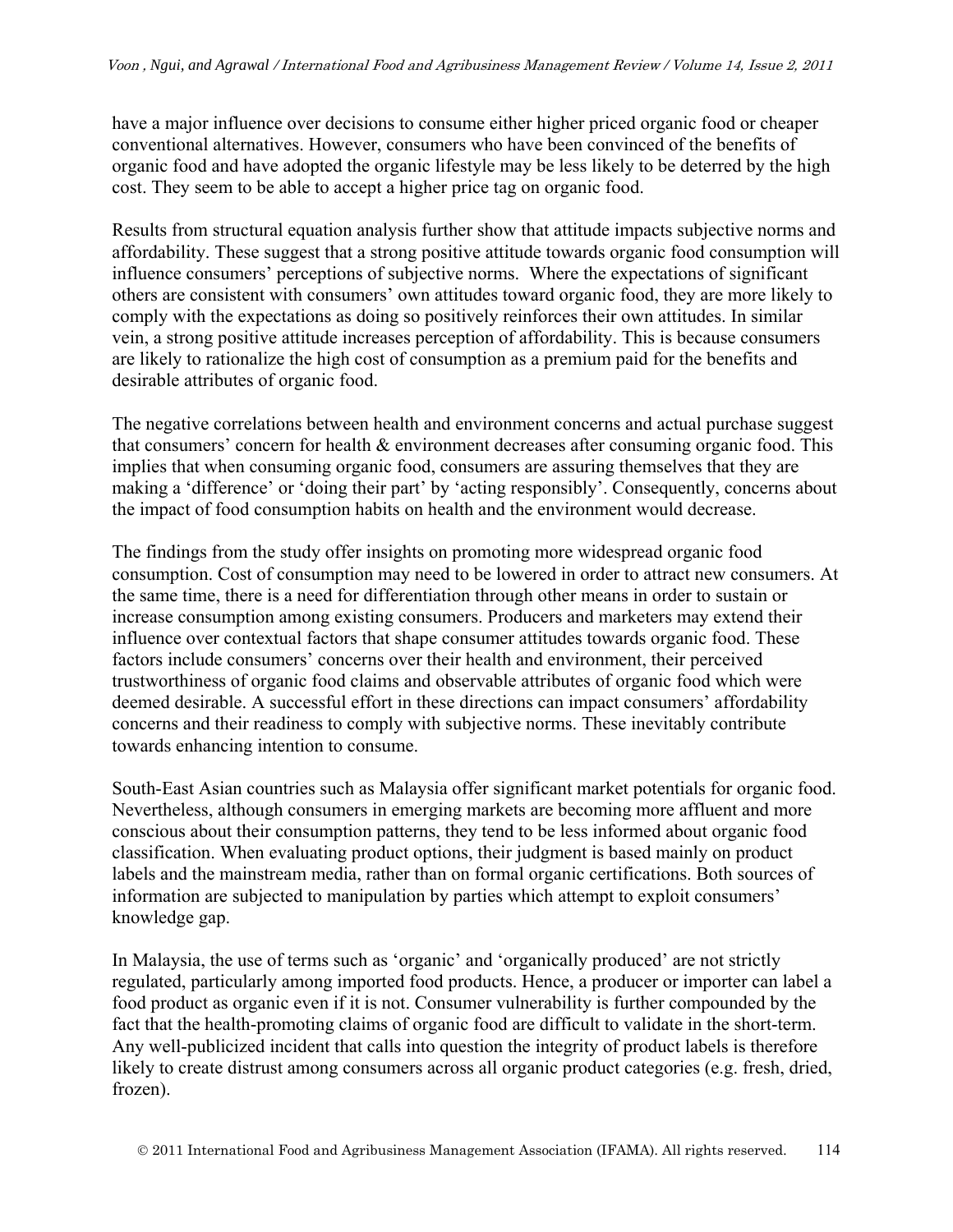have a major influence over decisions to consume either higher priced organic food or cheaper conventional alternatives. However, consumers who have been convinced of the benefits of organic food and have adopted the organic lifestyle may be less likely to be deterred by the high cost. They seem to be able to accept a higher price tag on organic food.

Results from structural equation analysis further show that attitude impacts subjective norms and affordability. These suggest that a strong positive attitude towards organic food consumption will influence consumers' perceptions of subjective norms. Where the expectations of significant others are consistent with consumers' own attitudes toward organic food, they are more likely to comply with the expectations as doing so positively reinforces their own attitudes. In similar vein, a strong positive attitude increases perception of affordability. This is because consumers are likely to rationalize the high cost of consumption as a premium paid for the benefits and desirable attributes of organic food.

The negative correlations between health and environment concerns and actual purchase suggest that consumers' concern for health & environment decreases after consuming organic food. This implies that when consuming organic food, consumers are assuring themselves that they are making a 'difference' or 'doing their part' by 'acting responsibly'. Consequently, concerns about the impact of food consumption habits on health and the environment would decrease.

The findings from the study offer insights on promoting more widespread organic food consumption. Cost of consumption may need to be lowered in order to attract new consumers. At the same time, there is a need for differentiation through other means in order to sustain or increase consumption among existing consumers. Producers and marketers may extend their influence over contextual factors that shape consumer attitudes towards organic food. These factors include consumers' concerns over their health and environment, their perceived trustworthiness of organic food claims and observable attributes of organic food which were deemed desirable. A successful effort in these directions can impact consumers' affordability concerns and their readiness to comply with subjective norms. These inevitably contribute towards enhancing intention to consume.

South-East Asian countries such as Malaysia offer significant market potentials for organic food. Nevertheless, although consumers in emerging markets are becoming more affluent and more conscious about their consumption patterns, they tend to be less informed about organic food classification. When evaluating product options, their judgment is based mainly on product labels and the mainstream media, rather than on formal organic certifications. Both sources of information are subjected to manipulation by parties which attempt to exploit consumers' knowledge gap.

In Malaysia, the use of terms such as 'organic' and 'organically produced' are not strictly regulated, particularly among imported food products. Hence, a producer or importer can label a food product as organic even if it is not. Consumer vulnerability is further compounded by the fact that the health-promoting claims of organic food are difficult to validate in the short-term. Any well-publicized incident that calls into question the integrity of product labels is therefore likely to create distrust among consumers across all organic product categories (e.g. fresh, dried, frozen).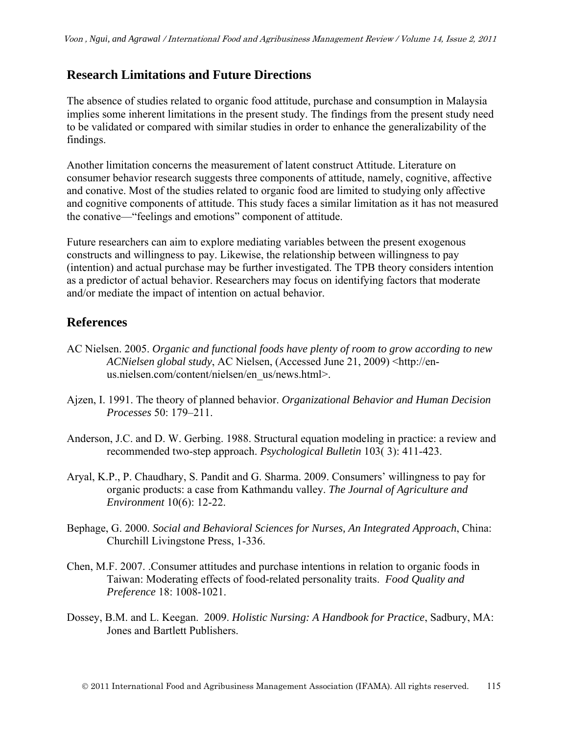## Research Limitations and Future Directions

The absence of studies related to organic food attitude, purchase and consumption in Malaysia implies some inherent limitations in the present study. The findings from the present study need to be validated or compared with similar studies in order to enhance the generalizability of the findings.

Another limitation concerns the measurement of latent construct Attitude. Literature on consumer behavior research suggests three components of attitude, namely, cognitive, affective and conative. Most of the studies related to organic food are limited to studying only affective and cognitive components of attitude. This study faces a similar limitation as it has not measured the conative—"feelings and emotions" component of attitude.

Future researchers can aim to explore mediating variables between the present exogenous constructs and willingness to pay. Likewise, the relationship between willingness to pay (intention) and actual purchase may be further investigated. The TPB theory considers intention as a predictor of actual behavior. Researchers may focus on identifying factors that moderate and/or mediate the impact of intention on actual behavior.

## References

AC Nielsen. 2005. *Organic and functional foods have plenty of room to grow according to new ACNielsen global study*, AC Nielsen, (Accessed June 21, 2009) <http://en-us.nielsen.com/content/nielsen/en_us/news.html>.

Ajzen, I. 1991. The theory of planned behavior. *Organizational Behavior and Human Decision Processes* 50: 179–211.

Anderson, J.C. and D. W. Gerbing. 1988. Structural equation modeling in practice: a review and recommended two-step approach. *Psychological Bulletin* 103( 3): 411-423.

Aryal, K.P., P. Chaudhary, S. Pandit and G. Sharma. 2009. Consumers' willingness to pay for organic products: a case from Kathmandu valley. *The Journal of Agriculture and Environment* 10(6): 12-22.

Bephage, G. 2000. *Social and Behavioral Sciences for Nurses, An Integrated Approach*, China: Churchill Livingstone Press, 1-336.

Chen, M.F. 2007. .Consumer attitudes and purchase intentions in relation to organic foods in Taiwan: Moderating effects of food-related personality traits. *Food Quality and Preference* 18: 1008-1021.

Dossey, B.M. and L. Keegan. 2009. *Holistic Nursing: A Handbook for Practice*, Sadbury, MA: Jones and Bartlett Publishers.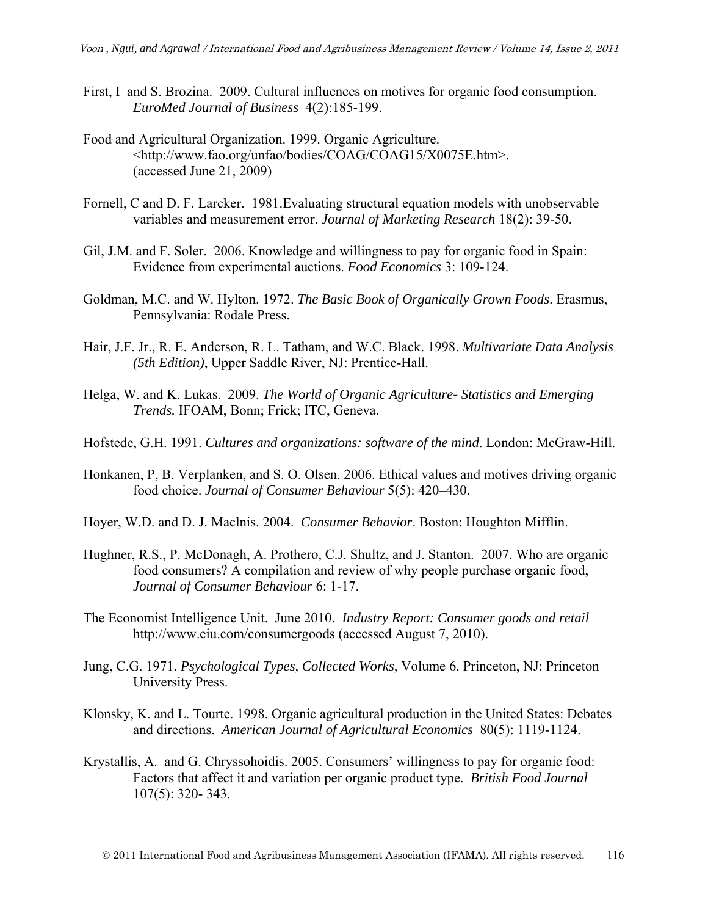First, I and S. Brozina. 2009. Cultural influences on motives for organic food consumption. *EuroMed Journal of Business* 4(2):185-199.

Food and Agricultural Organization. 1999. Organic Agriculture. <http://www.fao.org/unfao/bodies/COAG/COAG15/X0075E.htm>. (accessed June 21, 2009)

Fornell, C and D. F. Larcker. 1981.Evaluating structural equation models with unobservable variables and measurement error. *Journal of Marketing Research* 18(2): 39-50.

Gil, J.M. and F. Soler. 2006. Knowledge and willingness to pay for organic food in Spain: Evidence from experimental auctions. *Food Economics* 3: 109-124.

Goldman, M.C. and W. Hylton. 1972. *The Basic Book of Organically Grown Foods*. Erasmus, Pennsylvania: Rodale Press.

Hair, J.F. Jr., R. E. Anderson, R. L. Tatham, and W.C. Black. 1998. *Multivariate Data Analysis (5th Edition)*, Upper Saddle River, NJ: Prentice-Hall.

Helga, W. and K. Lukas. 2009. *The World of Organic Agriculture- Statistics and Emerging Trends.* IFOAM, Bonn; Frick; ITC, Geneva.

Hofstede, G.H. 1991. *Cultures and organizations: software of the mind*. London: McGraw-Hill.

Honkanen, P, B. Verplanken, and S. O. Olsen. 2006. Ethical values and motives driving organic food choice. *Journal of Consumer Behaviour* 5(5): 420–430.

Hoyer, W.D. and D. J. Maclnis. 2004. *Consumer Behavior*. Boston: Houghton Mifflin.

Hughner, R.S., P. McDonagh, A. Prothero, C.J. Shultz, and J. Stanton. 2007. Who are organic food consumers? A compilation and review of why people purchase organic food, *Journal of Consumer Behaviour* 6: 1-17.

The Economist Intelligence Unit. June 2010. *Industry Report: Consumer goods and retail* http://www.eiu.com/consumergoods (accessed August 7, 2010).

Jung, C.G. 1971. *Psychological Types, Collected Works,* Volume 6. Princeton, NJ: Princeton University Press.

Klonsky, K. and L. Tourte. 1998. Organic agricultural production in the United States: Debates and directions. *American Journal of Agricultural Economics* 80(5): 1119-1124.

Krystallis, A. and G. Chryssohoidis. 2005. Consumers' willingness to pay for organic food: Factors that affect it and variation per organic product type. *British Food Journal* 107(5): 320- 343.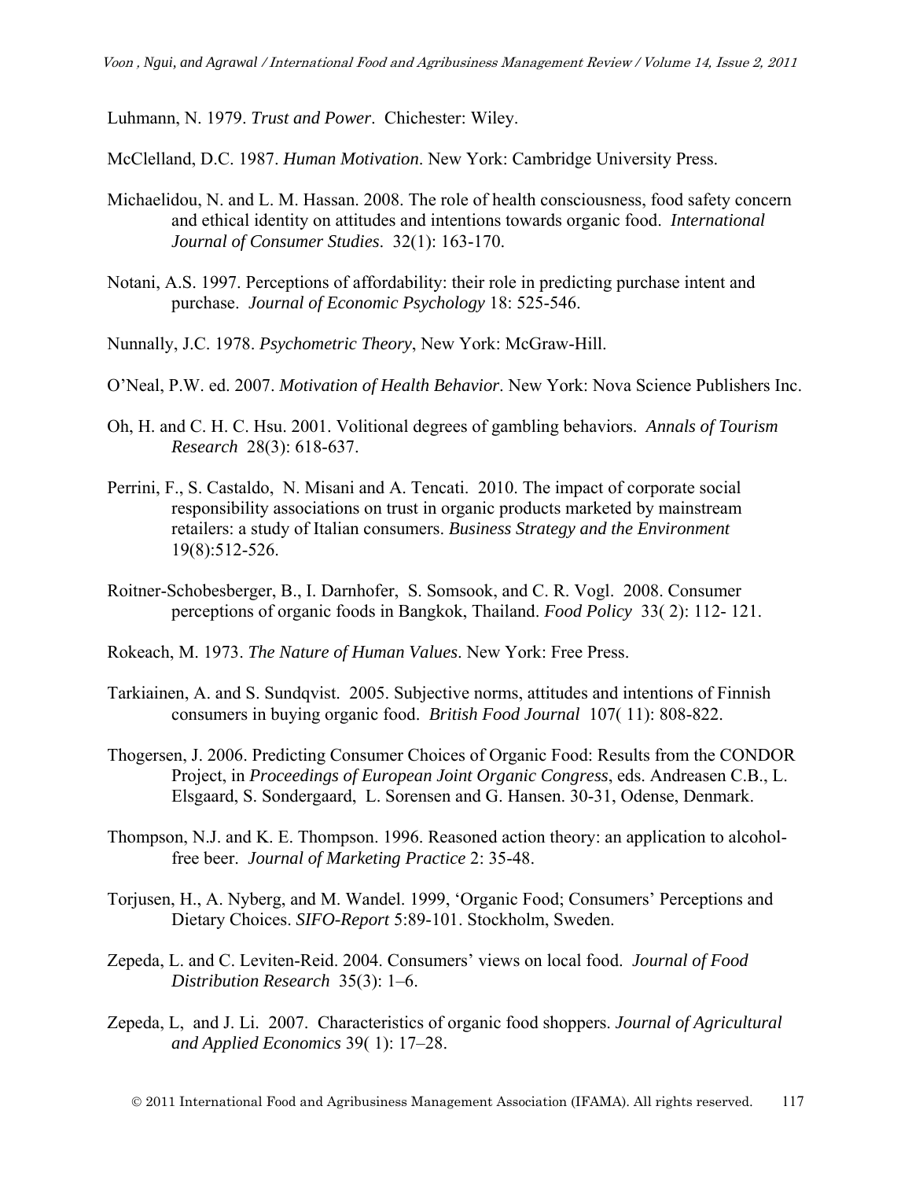Luhmann, N. 1979. *Trust and Power*. Chichester: Wiley.

McClelland, D.C. 1987. *Human Motivation*. New York: Cambridge University Press.

Michaelidou, N. and L. M. Hassan. 2008. The role of health consciousness, food safety concern and ethical identity on attitudes and intentions towards organic food. *International Journal of Consumer Studies*. 32(1): 163-170.

Notani, A.S. 1997. Perceptions of affordability: their role in predicting purchase intent and purchase. *Journal of Economic Psychology* 18: 525-546.

Nunnally, J.C. 1978. *Psychometric Theory*, New York: McGraw-Hill.

O'Neal, P.W. ed. 2007. *Motivation of Health Behavior*. New York: Nova Science Publishers Inc.

Oh, H. and C. H. C. Hsu. 2001. Volitional degrees of gambling behaviors. *Annals of Tourism Research* 28(3): 618-637.

Perrini, F., S. Castaldo, N. Misani and A. Tencati. 2010. The impact of corporate social responsibility associations on trust in organic products marketed by mainstream retailers: a study of Italian consumers. *Business Strategy and the Environment* 19(8):512-526.

Roitner-Schobesberger, B., I. Darnhofer, S. Somsook, and C. R. Vogl. 2008. Consumer perceptions of organic foods in Bangkok, Thailand. *Food Policy* 33( 2): 112- 121.

Rokeach, M. 1973. *The Nature of Human Values*. New York: Free Press.

Tarkiainen, A. and S. Sundqvist. 2005. Subjective norms, attitudes and intentions of Finnish consumers in buying organic food. *British Food Journal* 107( 11): 808-822.

Thogersen, J. 2006. Predicting Consumer Choices of Organic Food: Results from the CONDOR Project, in *Proceedings of European Joint Organic Congress*, eds. Andreasen C.B., L. Elsgaard, S. Sondergaard, L. Sorensen and G. Hansen. 30-31, Odense, Denmark.

Thompson, N.J. and K. E. Thompson. 1996. Reasoned action theory: an application to alcohol-free beer. *Journal of Marketing Practice* 2: 35-48.

Torjusen, H., A. Nyberg, and M. Wandel. 1999, 'Organic Food; Consumers' Perceptions and Dietary Choices. *SIFO-Report* 5:89-101. Stockholm, Sweden.

Zepeda, L. and C. Leviten-Reid. 2004. Consumers' views on local food. *Journal of Food Distribution Research* 35(3): 1–6.

Zepeda, L, and J. Li. 2007. Characteristics of organic food shoppers. *Journal of Agricultural and Applied Economics* 39( 1): 17–28.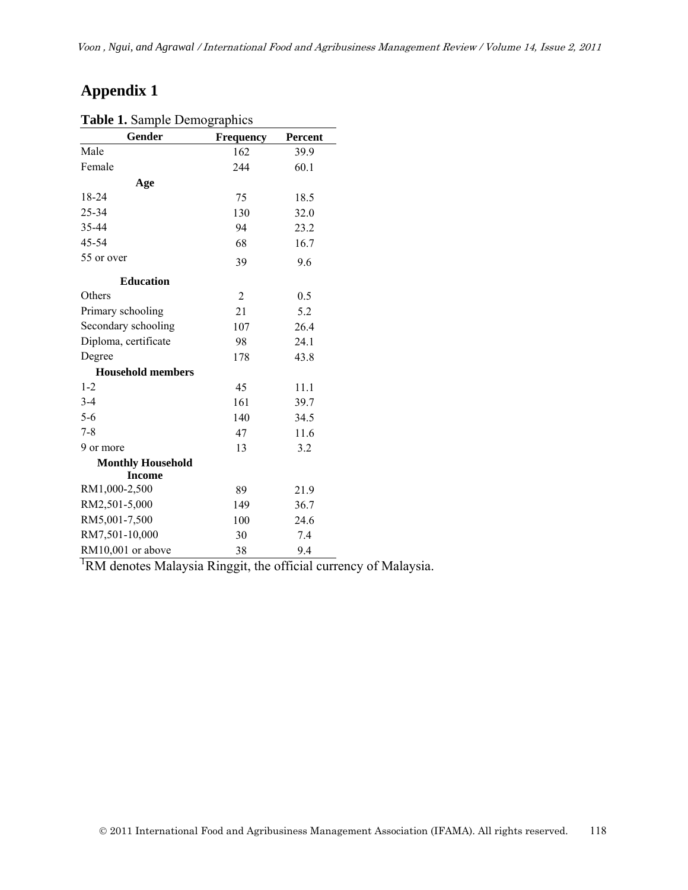# Appendix 1

**Table 1.** Sample Demographics

| Gender | Frequency | Percent |
|---|---|---|
| Male | 162 | 39.9 |
| Female | 244 | 60.1 |
| **Age** | | |
| 18-24 | 75 | 18.5 |
| 25-34 | 130 | 32.0 |
| 35-44 | 94 | 23.2 |
| 45-54 | 68 | 16.7 |
| 55 or over | 39 | 9.6 |
| **Education** | | |
| Others | 2 | 0.5 |
| Primary schooling | 21 | 5.2 |
| Secondary schooling | 107 | 26.4 |
| Diploma, certificate | 98 | 24.1 |
| Degree | 178 | 43.8 |
| **Household members** | | |
| 1-2 | 45 | 11.1 |
| 3-4 | 161 | 39.7 |
| 5-6 | 140 | 34.5 |
| 7-8 | 47 | 11.6 |
| 9 or more | 13 | 3.2 |
| **Monthly Household Income** | | |
| RM1,000-2,500 | 89 | 21.9 |
| RM2,501-5,000 | 149 | 36.7 |
| RM5,001-7,500 | 100 | 24.6 |
| RM7,501-10,000 | 30 | 7.4 |
| RM10,001 or above | 38 | 9.4 |

[1]RM denotes Malaysia Ringgit, the official currency of Malaysia.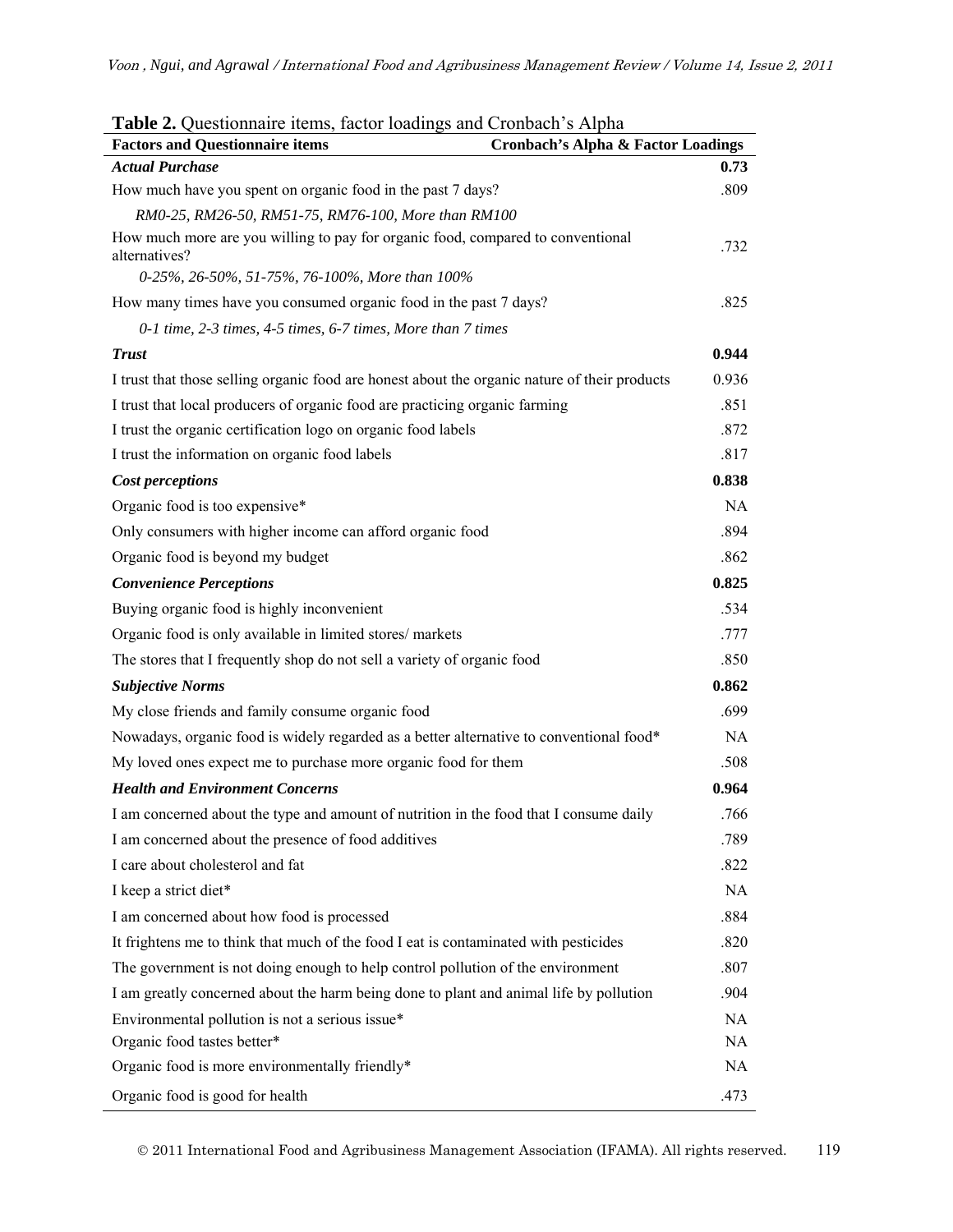**Table 2.** Questionnaire items, factor loadings and Cronbach's Alpha

| Factors and Questionnaire items | Cronbach's Alpha & Factor Loadings |
|---|---|
| ***Actual Purchase*** | **0.73** |
| How much have you spent on organic food in the past 7 days? | .809 |
| *RM0-25, RM26-50, RM51-75, RM76-100, More than RM100* | |
| How much more are you willing to pay for organic food, compared to conventional alternatives? | .732 |
| *0-25%, 26-50%, 51-75%, 76-100%, More than 100%* | |
| How many times have you consumed organic food in the past 7 days? | .825 |
| *0-1 time, 2-3 times, 4-5 times, 6-7 times, More than 7 times* | |
| ***Trust*** | **0.944** |
| I trust that those selling organic food are honest about the organic nature of their products | 0.936 |
| I trust that local producers of organic food are practicing organic farming | .851 |
| I trust the organic certification logo on organic food labels | .872 |
| I trust the information on organic food labels | .817 |
| ***Cost perceptions*** | **0.838** |
| Organic food is too expensive* | NA |
| Only consumers with higher income can afford organic food | .894 |
| Organic food is beyond my budget | .862 |
| ***Convenience Perceptions*** | **0.825** |
| Buying organic food is highly inconvenient | .534 |
| Organic food is only available in limited stores/ markets | .777 |
| The stores that I frequently shop do not sell a variety of organic food | .850 |
| ***Subjective Norms*** | **0.862** |
| My close friends and family consume organic food | .699 |
| Nowadays, organic food is widely regarded as a better alternative to conventional food* | NA |
| My loved ones expect me to purchase more organic food for them | .508 |
| ***Health and Environment Concerns*** | **0.964** |
| I am concerned about the type and amount of nutrition in the food that I consume daily | .766 |
| I am concerned about the presence of food additives | .789 |
| I care about cholesterol and fat | .822 |
| I keep a strict diet* | NA |
| I am concerned about how food is processed | .884 |
| It frightens me to think that much of the food I eat is contaminated with pesticides | .820 |
| The government is not doing enough to help control pollution of the environment | .807 |
| I am greatly concerned about the harm being done to plant and animal life by pollution | .904 |
| Environmental pollution is not a serious issue* | NA |
| Organic food tastes better* | NA |
| Organic food is more environmentally friendly* | NA |
| Organic food is good for health | .473 |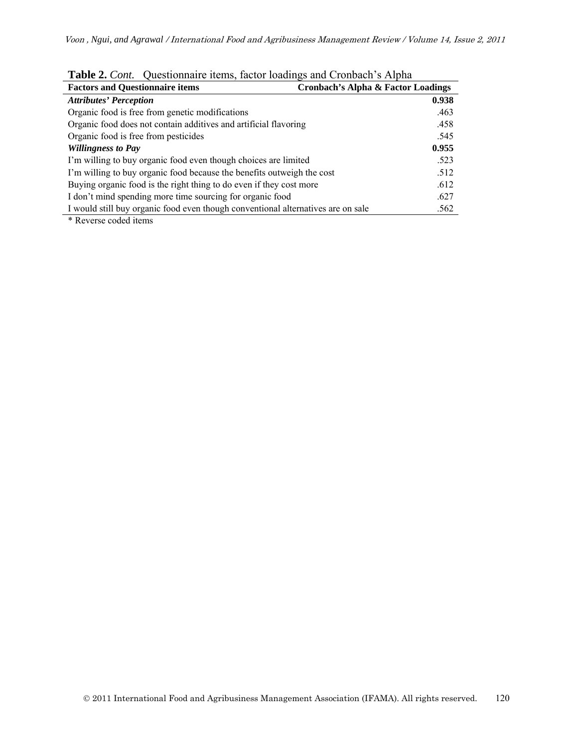**Table 2.** *Cont.* Questionnaire items, factor loadings and Cronbach's Alpha

| Factors and Questionnaire items | Cronbach's Alpha & Factor Loadings |
|---|---|
| ***Attributes' Perception*** | **0.938** |
| Organic food is free from genetic modifications | .463 |
| Organic food does not contain additives and artificial flavoring | .458 |
| Organic food is free from pesticides | .545 |
| ***Willingness to Pay*** | **0.955** |
| I'm willing to buy organic food even though choices are limited | .523 |
| I'm willing to buy organic food because the benefits outweigh the cost | .512 |
| Buying organic food is the right thing to do even if they cost more | .612 |
| I don't mind spending more time sourcing for organic food | .627 |
| I would still buy organic food even though conventional alternatives are on sale | .562 |

\* Reverse coded items